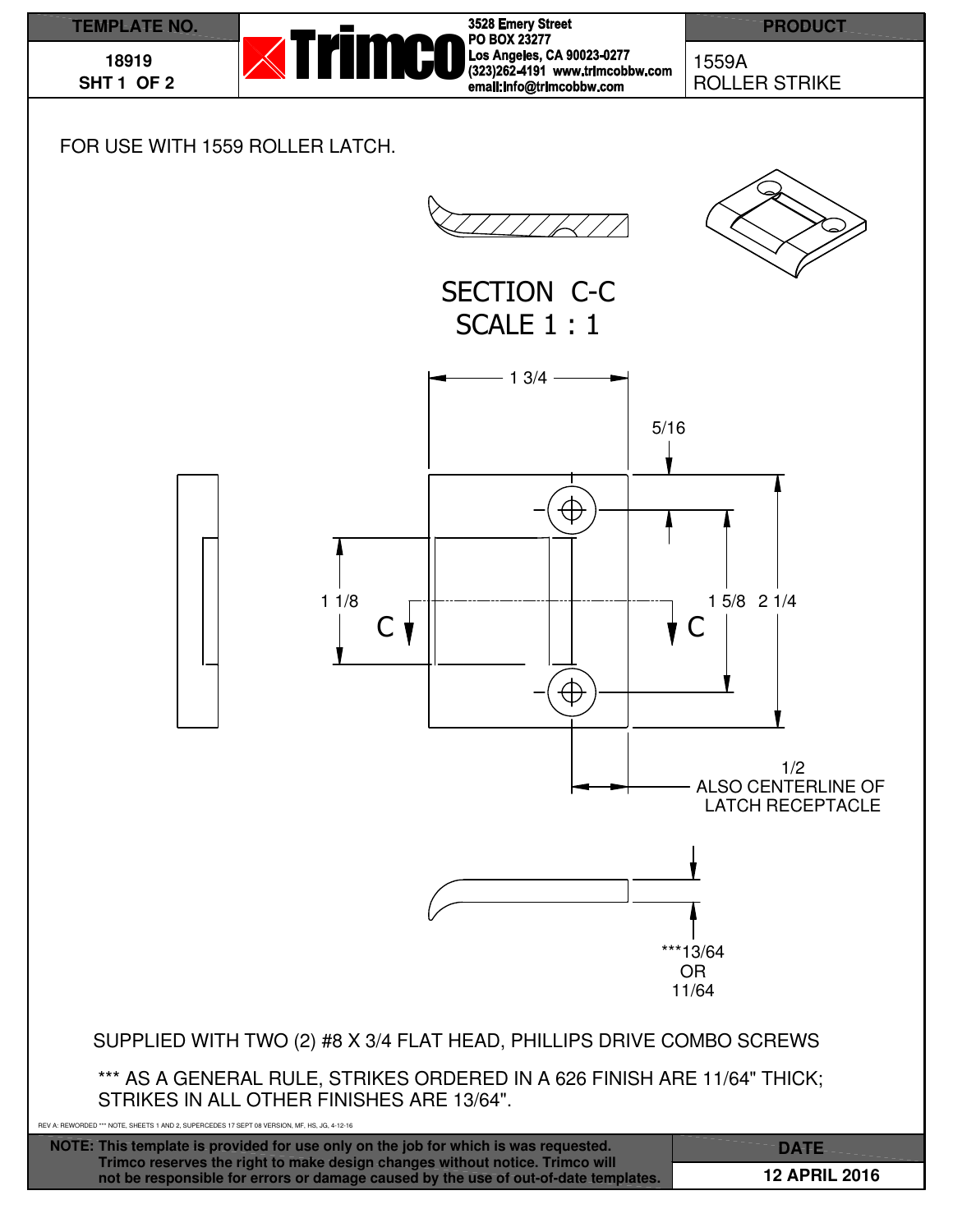| TEMPLATE NO. | | PRODUCT |
|---|---|---|
| 18919<br>SHT 1 OF 2 | **Trimco**<br>3528 Emery Street<br>PO BOX 23277<br>Los Angeles, CA 90023-0277<br>(323)262-4191 www.trimcobbw.com<br>email:info@trimcobbw.com | 1559A<br>ROLLER STRIKE |

FOR USE WITH 1559 ROLLER LATCH.

SECTION C-C
SCALE 1 : 1

1 3/4

5/16

1 1/8

C

C

1 5/8

2 1/4

1/2
ALSO CENTERLINE OF
LATCH RECEPTACLE

***13/64
OR
11/64

SUPPLIED WITH TWO (2) #8 X 3/4 FLAT HEAD, PHILLIPS DRIVE COMBO SCREWS

*** AS A GENERAL RULE, STRIKES ORDERED IN A 626 FINISH ARE 11/64" THICK; STRIKES IN ALL OTHER FINISHES ARE 13/64".

REV A: REWORDED *** NOTE, SHEETS 1 AND 2, SUPERCEDES 17 SEPT 08 VERSION, MF, HS, JG, 4-12-16

| NOTE: This template is provided for use only on the job for which is was requested. Trimco reserves the right to make design changes without notice. Trimco will not be responsible for errors or damage caused by the use of out-of-date templates. | DATE |
|---|---|
| | 12 APRIL 2016 |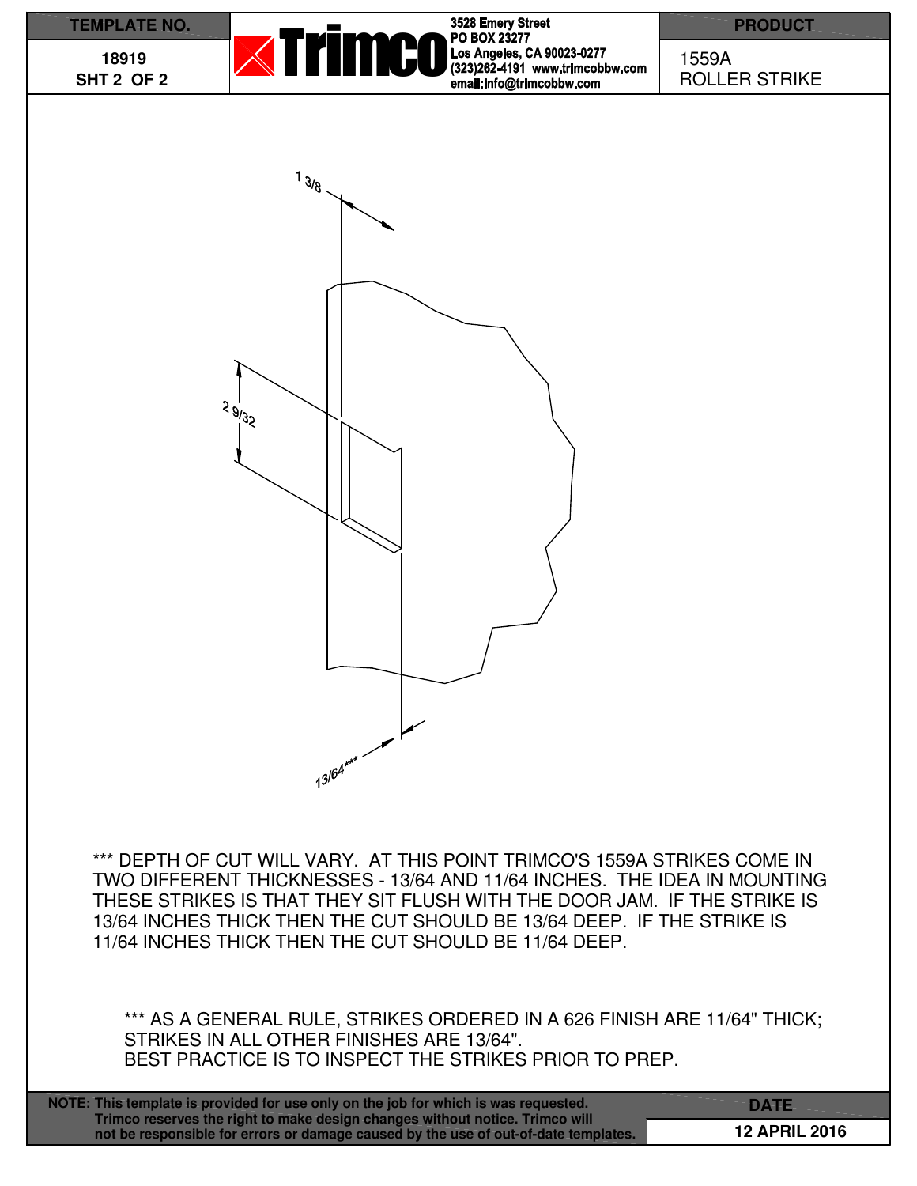| TEMPLATE NO. | | PRODUCT |
| --- | --- | --- |
| 18919 SHT 2 OF 2 | Trimco 3528 Emery Street PO BOX 23277 Los Angeles, CA 90023-0277 (323)262-4191 www.trimcobbw.com email:info@trimcobbw.com | 1559A ROLLER STRIKE |

1 3/8

2 9/32

13/64***

*** DEPTH OF CUT WILL VARY. AT THIS POINT TRIMCO'S 1559A STRIKES COME IN TWO DIFFERENT THICKNESSES - 13/64 AND 11/64 INCHES. THE IDEA IN MOUNTING THESE STRIKES IS THAT THEY SIT FLUSH WITH THE DOOR JAM. IF THE STRIKE IS 13/64 INCHES THICK THEN THE CUT SHOULD BE 13/64 DEEP. IF THE STRIKE IS 11/64 INCHES THICK THEN THE CUT SHOULD BE 11/64 DEEP.

*** AS A GENERAL RULE, STRIKES ORDERED IN A 626 FINISH ARE 11/64" THICK; STRIKES IN ALL OTHER FINISHES ARE 13/64".
BEST PRACTICE IS TO INSPECT THE STRIKES PRIOR TO PREP.

| NOTE: This template is provided for use only on the job for which is was requested. Trimco reserves the right to make design changes without notice. Trimco will not be responsible for errors or damage caused by the use of out-of-date templates. | DATE |
| --- | --- |
| | 12 APRIL 2016 |